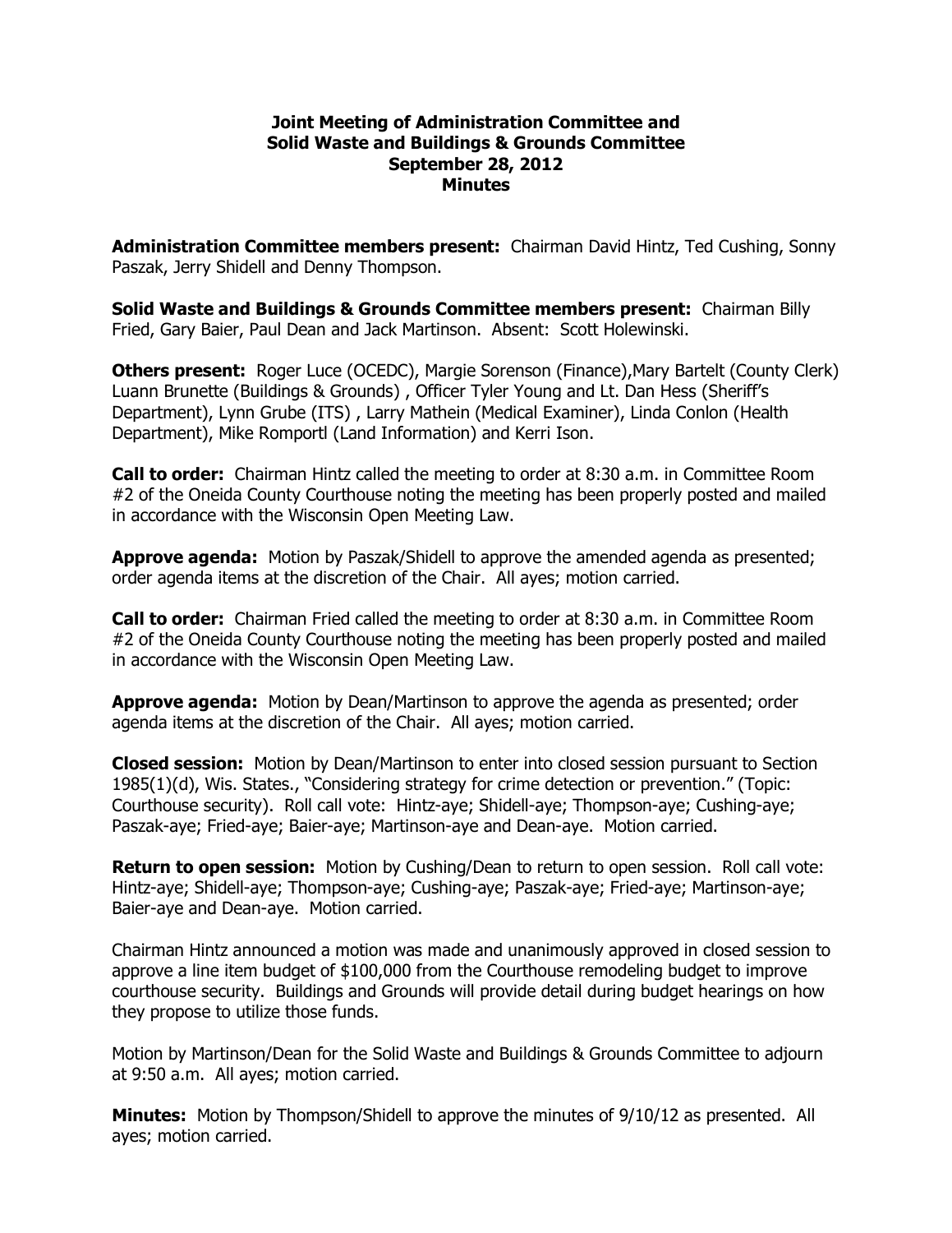# Joint Meeting of Administration Committee and Solid Waste and Buildings & Grounds Committee
## September 28, 2012
## Minutes

**Administration Committee members present:** Chairman David Hintz, Ted Cushing, Sonny Paszak, Jerry Shidell and Denny Thompson.

**Solid Waste and Buildings & Grounds Committee members present:** Chairman Billy Fried, Gary Baier, Paul Dean and Jack Martinson. Absent: Scott Holewinski.

**Others present:** Roger Luce (OCEDC), Margie Sorenson (Finance),Mary Bartelt (County Clerk) Luann Brunette (Buildings & Grounds) , Officer Tyler Young and Lt. Dan Hess (Sheriff's Department), Lynn Grube (ITS) , Larry Mathein (Medical Examiner), Linda Conlon (Health Department), Mike Romportl (Land Information) and Kerri Ison.

**Call to order:** Chairman Hintz called the meeting to order at 8:30 a.m. in Committee Room #2 of the Oneida County Courthouse noting the meeting has been properly posted and mailed in accordance with the Wisconsin Open Meeting Law.

**Approve agenda:** Motion by Paszak/Shidell to approve the amended agenda as presented; order agenda items at the discretion of the Chair. All ayes; motion carried.

**Call to order:** Chairman Fried called the meeting to order at 8:30 a.m. in Committee Room #2 of the Oneida County Courthouse noting the meeting has been properly posted and mailed in accordance with the Wisconsin Open Meeting Law.

**Approve agenda:** Motion by Dean/Martinson to approve the agenda as presented; order agenda items at the discretion of the Chair. All ayes; motion carried.

**Closed session:** Motion by Dean/Martinson to enter into closed session pursuant to Section 1985(1)(d), Wis. States., "Considering strategy for crime detection or prevention." (Topic: Courthouse security). Roll call vote: Hintz-aye; Shidell-aye; Thompson-aye; Cushing-aye; Paszak-aye; Fried-aye; Baier-aye; Martinson-aye and Dean-aye. Motion carried.

**Return to open session:** Motion by Cushing/Dean to return to open session. Roll call vote: Hintz-aye; Shidell-aye; Thompson-aye; Cushing-aye; Paszak-aye; Fried-aye; Martinson-aye; Baier-aye and Dean-aye. Motion carried.

Chairman Hintz announced a motion was made and unanimously approved in closed session to approve a line item budget of $100,000 from the Courthouse remodeling budget to improve courthouse security. Buildings and Grounds will provide detail during budget hearings on how they propose to utilize those funds.

Motion by Martinson/Dean for the Solid Waste and Buildings & Grounds Committee to adjourn at 9:50 a.m. All ayes; motion carried.

**Minutes:** Motion by Thompson/Shidell to approve the minutes of 9/10/12 as presented. All ayes; motion carried.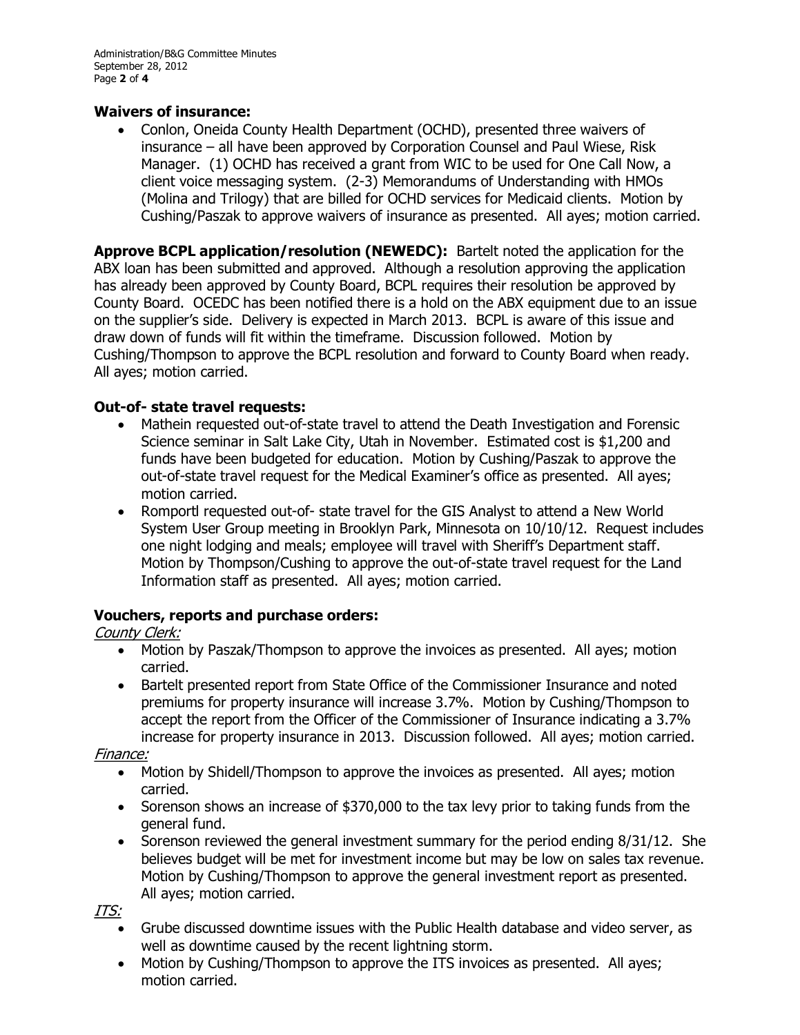**Waivers of insurance:**

- Conlon, Oneida County Health Department (OCHD), presented three waivers of insurance – all have been approved by Corporation Counsel and Paul Wiese, Risk Manager. (1) OCHD has received a grant from WIC to be used for One Call Now, a client voice messaging system. (2-3) Memorandums of Understanding with HMOs (Molina and Trilogy) that are billed for OCHD services for Medicaid clients. Motion by Cushing/Paszak to approve waivers of insurance as presented. All ayes; motion carried.

**Approve BCPL application/resolution (NEWEDC):** Bartelt noted the application for the ABX loan has been submitted and approved. Although a resolution approving the application has already been approved by County Board, BCPL requires their resolution be approved by County Board. OCEDC has been notified there is a hold on the ABX equipment due to an issue on the supplier's side. Delivery is expected in March 2013. BCPL is aware of this issue and draw down of funds will fit within the timeframe. Discussion followed. Motion by Cushing/Thompson to approve the BCPL resolution and forward to County Board when ready. All ayes; motion carried.

**Out-of- state travel requests:**

- Mathein requested out-of-state travel to attend the Death Investigation and Forensic Science seminar in Salt Lake City, Utah in November. Estimated cost is $1,200 and funds have been budgeted for education. Motion by Cushing/Paszak to approve the out-of-state travel request for the Medical Examiner's office as presented. All ayes; motion carried.
- Romportl requested out-of- state travel for the GIS Analyst to attend a New World System User Group meeting in Brooklyn Park, Minnesota on 10/10/12. Request includes one night lodging and meals; employee will travel with Sheriff's Department staff. Motion by Thompson/Cushing to approve the out-of-state travel request for the Land Information staff as presented. All ayes; motion carried.

**Vouchers, reports and purchase orders:**

_County Clerk:_

- Motion by Paszak/Thompson to approve the invoices as presented. All ayes; motion carried.
- Bartelt presented report from State Office of the Commissioner Insurance and noted premiums for property insurance will increase 3.7%. Motion by Cushing/Thompson to accept the report from the Officer of the Commissioner of Insurance indicating a 3.7% increase for property insurance in 2013. Discussion followed. All ayes; motion carried.

_Finance:_

- Motion by Shidell/Thompson to approve the invoices as presented. All ayes; motion carried.
- Sorenson shows an increase of $370,000 to the tax levy prior to taking funds from the general fund.
- Sorenson reviewed the general investment summary for the period ending 8/31/12. She believes budget will be met for investment income but may be low on sales tax revenue. Motion by Cushing/Thompson to approve the general investment report as presented. All ayes; motion carried.

_ITS:_

- Grube discussed downtime issues with the Public Health database and video server, as well as downtime caused by the recent lightning storm.
- Motion by Cushing/Thompson to approve the ITS invoices as presented. All ayes; motion carried.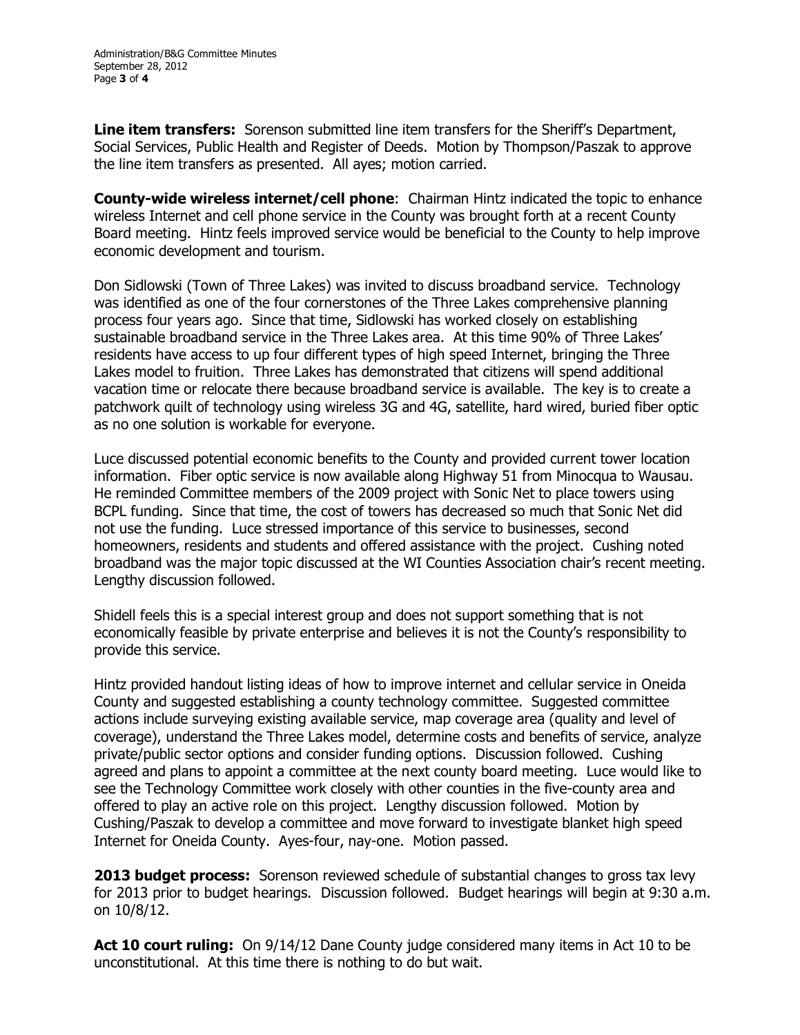**Line item transfers:** Sorenson submitted line item transfers for the Sheriff's Department, Social Services, Public Health and Register of Deeds. Motion by Thompson/Paszak to approve the line item transfers as presented. All ayes; motion carried.

**County-wide wireless internet/cell phone**: Chairman Hintz indicated the topic to enhance wireless Internet and cell phone service in the County was brought forth at a recent County Board meeting. Hintz feels improved service would be beneficial to the County to help improve economic development and tourism.

Don Sidlowski (Town of Three Lakes) was invited to discuss broadband service. Technology was identified as one of the four cornerstones of the Three Lakes comprehensive planning process four years ago. Since that time, Sidlowski has worked closely on establishing sustainable broadband service in the Three Lakes area. At this time 90% of Three Lakes' residents have access to up four different types of high speed Internet, bringing the Three Lakes model to fruition. Three Lakes has demonstrated that citizens will spend additional vacation time or relocate there because broadband service is available. The key is to create a patchwork quilt of technology using wireless 3G and 4G, satellite, hard wired, buried fiber optic as no one solution is workable for everyone.

Luce discussed potential economic benefits to the County and provided current tower location information. Fiber optic service is now available along Highway 51 from Minocqua to Wausau. He reminded Committee members of the 2009 project with Sonic Net to place towers using BCPL funding. Since that time, the cost of towers has decreased so much that Sonic Net did not use the funding. Luce stressed importance of this service to businesses, second homeowners, residents and students and offered assistance with the project. Cushing noted broadband was the major topic discussed at the WI Counties Association chair's recent meeting. Lengthy discussion followed.

Shidell feels this is a special interest group and does not support something that is not economically feasible by private enterprise and believes it is not the County's responsibility to provide this service.

Hintz provided handout listing ideas of how to improve internet and cellular service in Oneida County and suggested establishing a county technology committee. Suggested committee actions include surveying existing available service, map coverage area (quality and level of coverage), understand the Three Lakes model, determine costs and benefits of service, analyze private/public sector options and consider funding options. Discussion followed. Cushing agreed and plans to appoint a committee at the next county board meeting. Luce would like to see the Technology Committee work closely with other counties in the five-county area and offered to play an active role on this project. Lengthy discussion followed. Motion by Cushing/Paszak to develop a committee and move forward to investigate blanket high speed Internet for Oneida County. Ayes-four, nay-one. Motion passed.

**2013 budget process:** Sorenson reviewed schedule of substantial changes to gross tax levy for 2013 prior to budget hearings. Discussion followed. Budget hearings will begin at 9:30 a.m. on 10/8/12.

**Act 10 court ruling:** On 9/14/12 Dane County judge considered many items in Act 10 to be unconstitutional. At this time there is nothing to do but wait.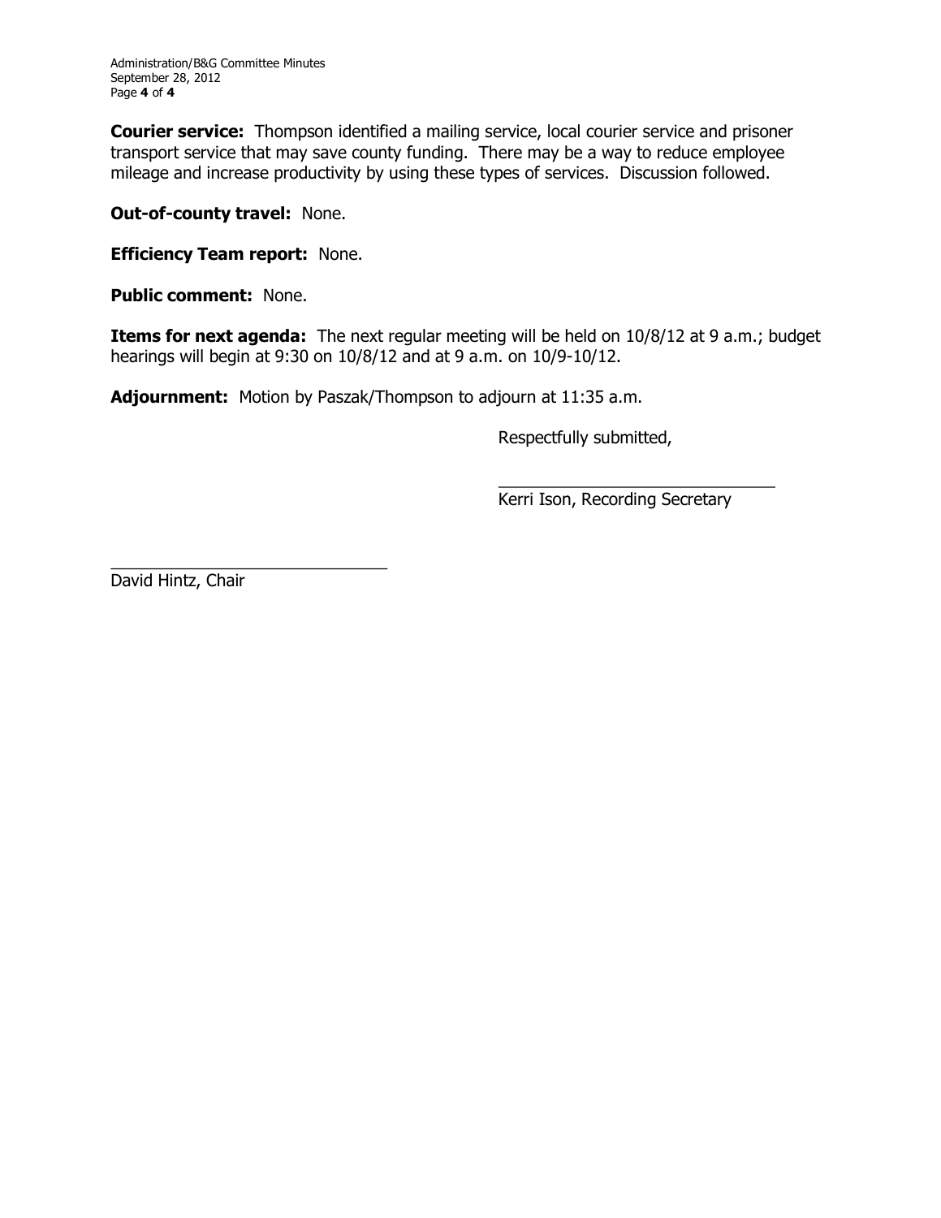**Courier service:** Thompson identified a mailing service, local courier service and prisoner transport service that may save county funding. There may be a way to reduce employee mileage and increase productivity by using these types of services. Discussion followed.

**Out-of-county travel:** None.

**Efficiency Team report:** None.

**Public comment:** None.

**Items for next agenda:** The next regular meeting will be held on 10/8/12 at 9 a.m.; budget hearings will begin at 9:30 on 10/8/12 and at 9 a.m. on 10/9-10/12.

**Adjournment:** Motion by Paszak/Thompson to adjourn at 11:35 a.m.

Respectfully submitted,

\_\_\_\_\_\_\_\_\_\_\_\_\_\_\_\_\_\_\_\_\_\_\_\_\_\_\_\_\_\_

Kerri Ison, Recording Secretary

\_\_\_\_\_\_\_\_\_\_\_\_\_\_\_\_\_\_\_\_\_\_\_\_\_\_\_\_\_\_

David Hintz, Chair